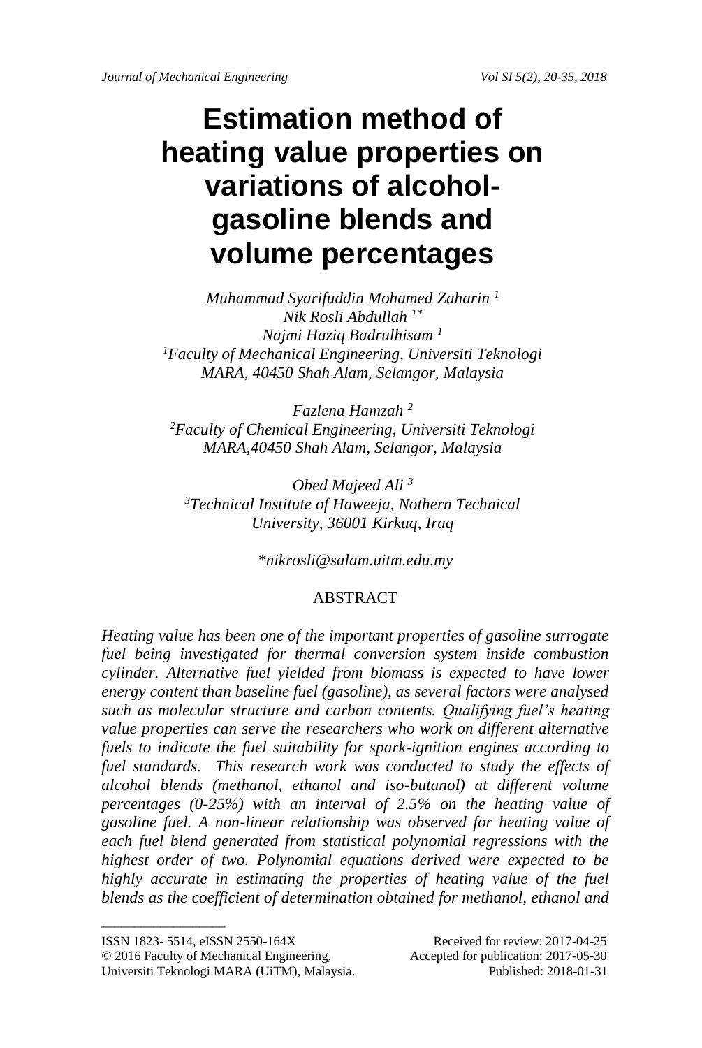# Estimation method of heating value properties on variations of alcohol-gasoline blends and volume percentages

*Muhammad Syarifuddin Mohamed Zaharin [1]*
*Nik Rosli Abdullah [1*]*
*Najmi Haziq Badrulhisam [1]*
*[1]Faculty of Mechanical Engineering, Universiti Teknologi MARA, 40450 Shah Alam, Selangor, Malaysia*

*Fazlena Hamzah [2]*
*[2]Faculty of Chemical Engineering, Universiti Teknologi MARA,40450 Shah Alam, Selangor, Malaysia*

*Obed Majeed Ali [3]*
*[3]Technical Institute of Haweeja, Nothern Technical University, 36001 Kirkuq, Iraq*

*\*nikrosli@salam.uitm.edu.my*

## ABSTRACT

*Heating value has been one of the important properties of gasoline surrogate fuel being investigated for thermal conversion system inside combustion cylinder. Alternative fuel yielded from biomass is expected to have lower energy content than baseline fuel (gasoline), as several factors were analysed such as molecular structure and carbon contents. Qualifying fuel's heating value properties can serve the researchers who work on different alternative fuels to indicate the fuel suitability for spark-ignition engines according to fuel standards. This research work was conducted to study the effects of alcohol blends (methanol, ethanol and iso-butanol) at different volume percentages (0-25%) with an interval of 2.5% on the heating value of gasoline fuel. A non-linear relationship was observed for heating value of each fuel blend generated from statistical polynomial regressions with the highest order of two. Polynomial equations derived were expected to be highly accurate in estimating the properties of heating value of the fuel blends as the coefficient of determination obtained for methanol, ethanol and*

---

ISSN 1823- 5514, eISSN 2550-164X
© 2016 Faculty of Mechanical Engineering, Universiti Teknologi MARA (UiTM), Malaysia.

Received for review: 2017-04-25
Accepted for publication: 2017-05-30
Published: 2018-01-31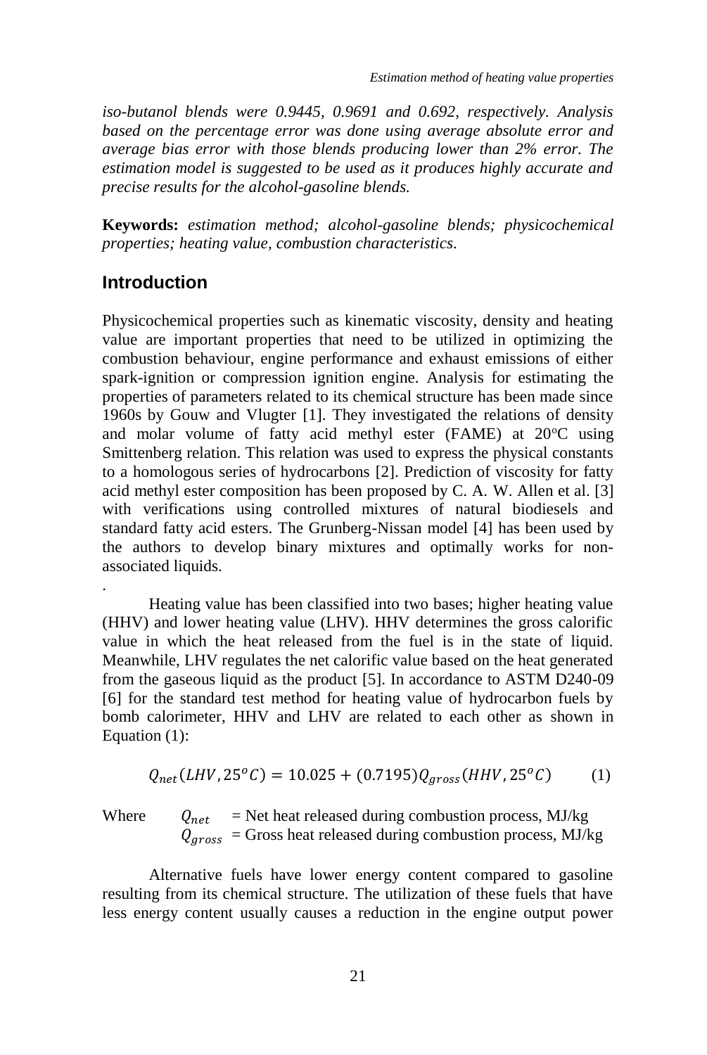*iso-butanol blends were 0.9445, 0.9691 and 0.692, respectively. Analysis based on the percentage error was done using average absolute error and average bias error with those blends producing lower than 2% error. The estimation model is suggested to be used as it produces highly accurate and precise results for the alcohol-gasoline blends.*

**Keywords:** *estimation method; alcohol-gasoline blends; physicochemical properties; heating value, combustion characteristics.*

## Introduction

Physicochemical properties such as kinematic viscosity, density and heating value are important properties that need to be utilized in optimizing the combustion behaviour, engine performance and exhaust emissions of either spark-ignition or compression ignition engine. Analysis for estimating the properties of parameters related to its chemical structure has been made since 1960s by Gouw and Vlugter [1]. They investigated the relations of density and molar volume of fatty acid methyl ester (FAME) at 20°C using Smittenberg relation. This relation was used to express the physical constants to a homologous series of hydrocarbons [2]. Prediction of viscosity for fatty acid methyl ester composition has been proposed by C. A. W. Allen et al. [3] with verifications using controlled mixtures of natural biodiesels and standard fatty acid esters. The Grunberg-Nissan model [4] has been used by the authors to develop binary mixtures and optimally works for non-associated liquids.

.

Heating value has been classified into two bases; higher heating value (HHV) and lower heating value (LHV). HHV determines the gross calorific value in which the heat released from the fuel is in the state of liquid. Meanwhile, LHV regulates the net calorific value based on the heat generated from the gaseous liquid as the product [5]. In accordance to ASTM D240-09 [6] for the standard test method for heating value of hydrocarbon fuels by bomb calorimeter, HHV and LHV are related to each other as shown in Equation (1):

$$Q_{net}(LHV, 25^{o}C) = 10.025 + (0.7195)Q_{gross}(HHV, 25^{o}C) \quad (1)$$

Where $Q_{net}$ = Net heat released during combustion process, MJ/kg
$Q_{gross}$ = Gross heat released during combustion process, MJ/kg

Alternative fuels have lower energy content compared to gasoline resulting from its chemical structure. The utilization of these fuels that have less energy content usually causes a reduction in the engine output power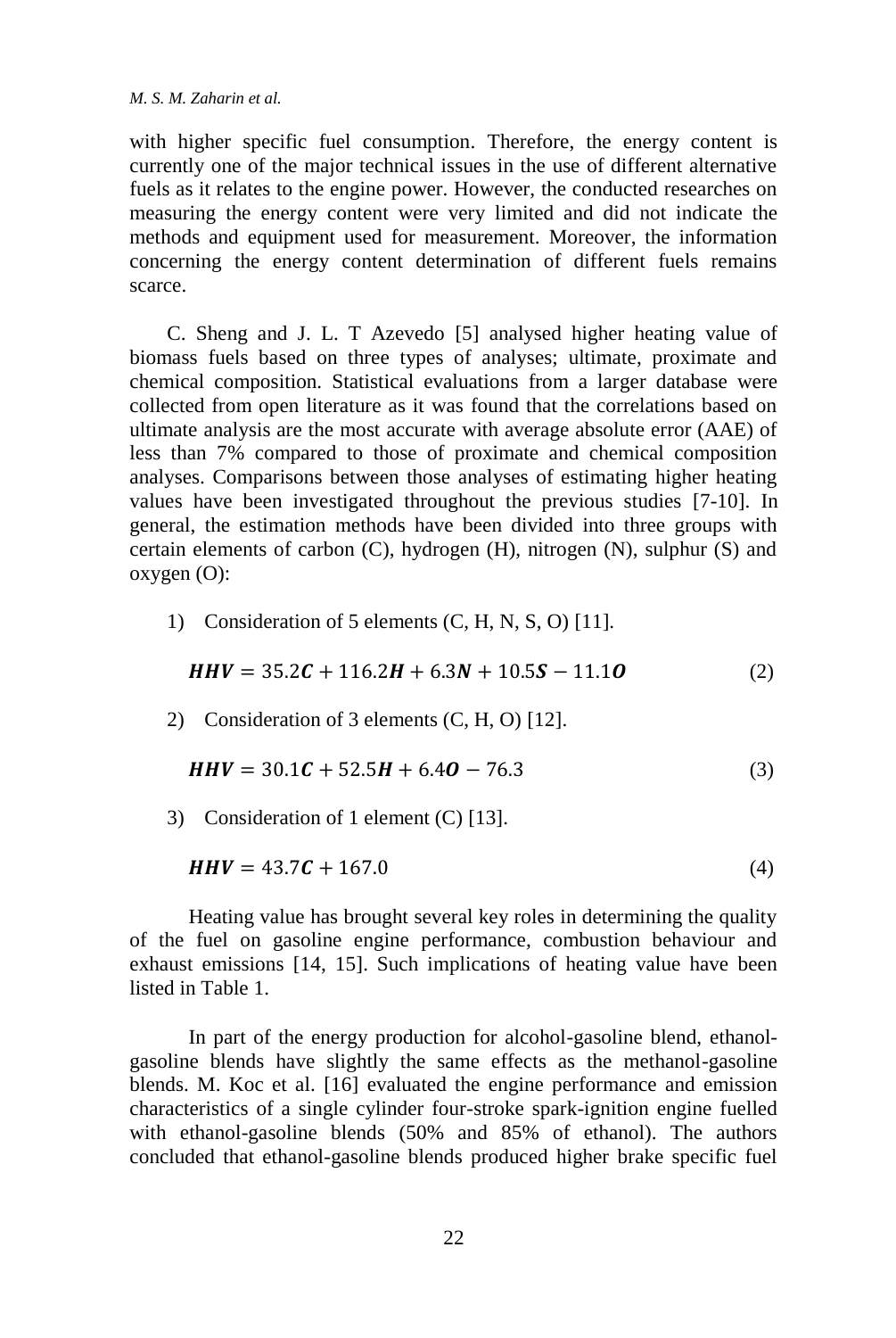with higher specific fuel consumption. Therefore, the energy content is currently one of the major technical issues in the use of different alternative fuels as it relates to the engine power. However, the conducted researches on measuring the energy content were very limited and did not indicate the methods and equipment used for measurement. Moreover, the information concerning the energy content determination of different fuels remains scarce.

C. Sheng and J. L. T Azevedo [5] analysed higher heating value of biomass fuels based on three types of analyses; ultimate, proximate and chemical composition. Statistical evaluations from a larger database were collected from open literature as it was found that the correlations based on ultimate analysis are the most accurate with average absolute error (AAE) of less than 7% compared to those of proximate and chemical composition analyses. Comparisons between those analyses of estimating higher heating values have been investigated throughout the previous studies [7-10]. In general, the estimation methods have been divided into three groups with certain elements of carbon (C), hydrogen (H), nitrogen (N), sulphur (S) and oxygen (O):

1) Consideration of 5 elements (C, H, N, S, O) [11].

$$\boldsymbol{HHV} = 35.2\boldsymbol{C} + 116.2\boldsymbol{H} + 6.3\boldsymbol{N} + 10.5\boldsymbol{S} - 11.1\boldsymbol{O} \tag{2}$$

2) Consideration of 3 elements (C, H, O) [12].

$$\boldsymbol{HHV} = 30.1\boldsymbol{C} + 52.5\boldsymbol{H} + 6.4\boldsymbol{O} - 76.3 \tag{3}$$

3) Consideration of 1 element (C) [13].

$$\boldsymbol{HHV} = 43.7\boldsymbol{C} + 167.0 \tag{4}$$

Heating value has brought several key roles in determining the quality of the fuel on gasoline engine performance, combustion behaviour and exhaust emissions [14, 15]. Such implications of heating value have been listed in Table 1.

In part of the energy production for alcohol-gasoline blend, ethanol-gasoline blends have slightly the same effects as the methanol-gasoline blends. M. Koc et al. [16] evaluated the engine performance and emission characteristics of a single cylinder four-stroke spark-ignition engine fuelled with ethanol-gasoline blends (50% and 85% of ethanol). The authors concluded that ethanol-gasoline blends produced higher brake specific fuel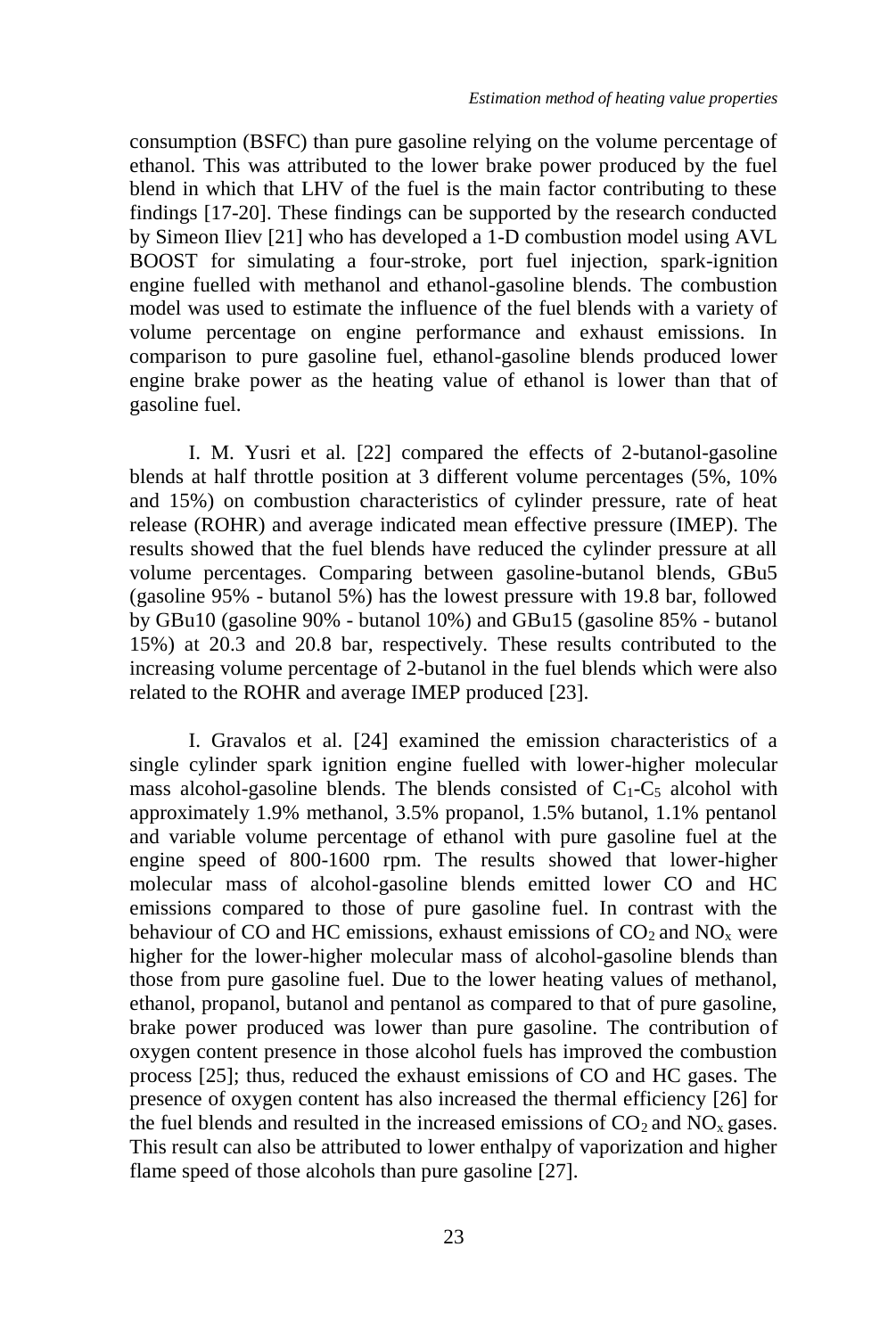consumption (BSFC) than pure gasoline relying on the volume percentage of ethanol. This was attributed to the lower brake power produced by the fuel blend in which that LHV of the fuel is the main factor contributing to these findings [17-20]. These findings can be supported by the research conducted by Simeon Iliev [21] who has developed a 1-D combustion model using AVL BOOST for simulating a four-stroke, port fuel injection, spark-ignition engine fuelled with methanol and ethanol-gasoline blends. The combustion model was used to estimate the influence of the fuel blends with a variety of volume percentage on engine performance and exhaust emissions. In comparison to pure gasoline fuel, ethanol-gasoline blends produced lower engine brake power as the heating value of ethanol is lower than that of gasoline fuel.

I. M. Yusri et al. [22] compared the effects of 2-butanol-gasoline blends at half throttle position at 3 different volume percentages (5%, 10% and 15%) on combustion characteristics of cylinder pressure, rate of heat release (ROHR) and average indicated mean effective pressure (IMEP). The results showed that the fuel blends have reduced the cylinder pressure at all volume percentages. Comparing between gasoline-butanol blends, GBu5 (gasoline 95% - butanol 5%) has the lowest pressure with 19.8 bar, followed by GBu10 (gasoline 90% - butanol 10%) and GBu15 (gasoline 85% - butanol 15%) at 20.3 and 20.8 bar, respectively. These results contributed to the increasing volume percentage of 2-butanol in the fuel blends which were also related to the ROHR and average IMEP produced [23].

I. Gravalos et al. [24] examined the emission characteristics of a single cylinder spark ignition engine fuelled with lower-higher molecular mass alcohol-gasoline blends. The blends consisted of $C_1$-$C_5$ alcohol with approximately 1.9% methanol, 3.5% propanol, 1.5% butanol, 1.1% pentanol and variable volume percentage of ethanol with pure gasoline fuel at the engine speed of 800-1600 rpm. The results showed that lower-higher molecular mass of alcohol-gasoline blends emitted lower CO and HC emissions compared to those of pure gasoline fuel. In contrast with the behaviour of CO and HC emissions, exhaust emissions of $CO_2$ and $NO_x$ were higher for the lower-higher molecular mass of alcohol-gasoline blends than those from pure gasoline fuel. Due to the lower heating values of methanol, ethanol, propanol, butanol and pentanol as compared to that of pure gasoline, brake power produced was lower than pure gasoline. The contribution of oxygen content presence in those alcohol fuels has improved the combustion process [25]; thus, reduced the exhaust emissions of CO and HC gases. The presence of oxygen content has also increased the thermal efficiency [26] for the fuel blends and resulted in the increased emissions of $CO_2$ and $NO_x$ gases. This result can also be attributed to lower enthalpy of vaporization and higher flame speed of those alcohols than pure gasoline [27].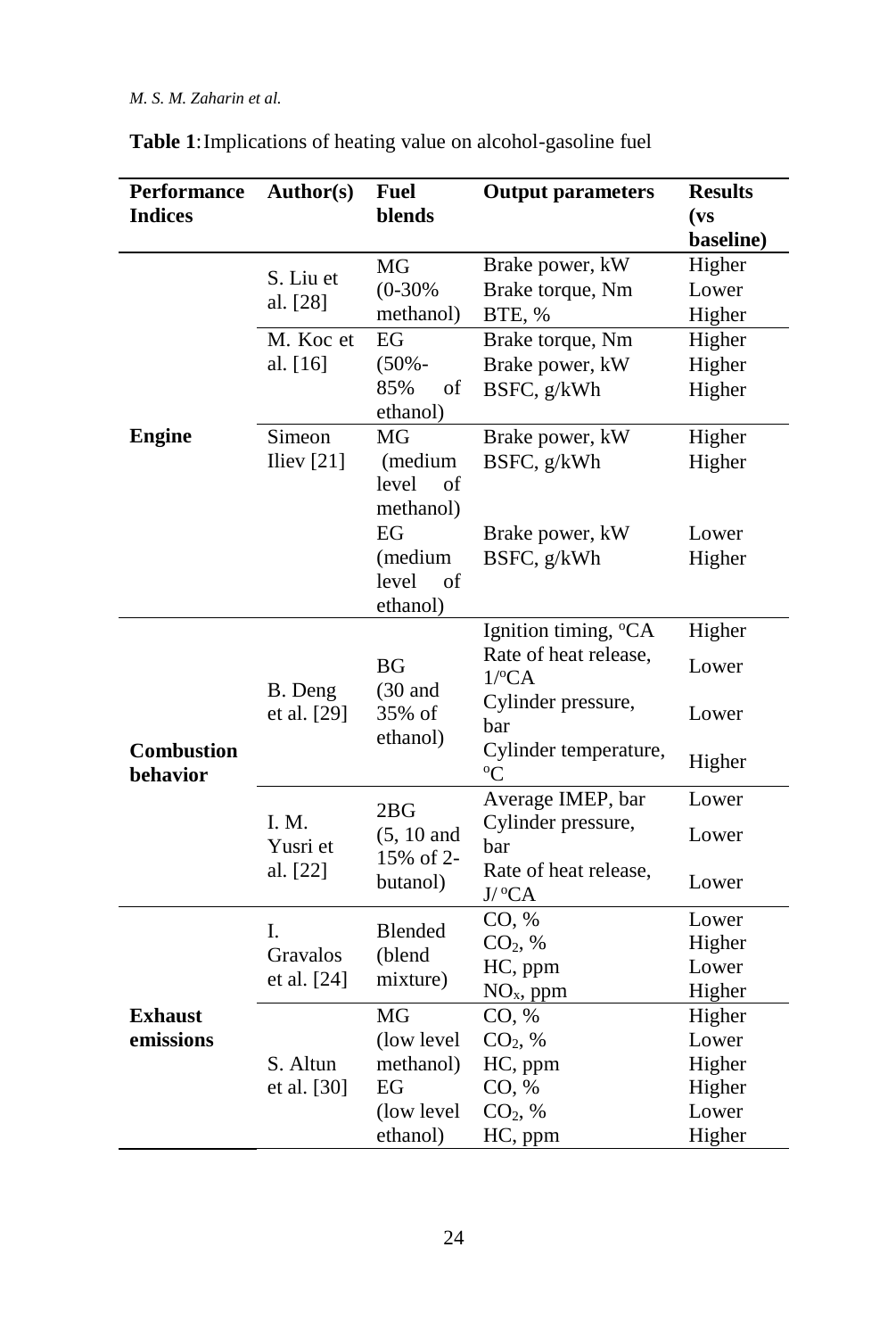**Table 1**: Implications of heating value on alcohol-gasoline fuel

| Performance Indices | Author(s) | Fuel blends | Output parameters | Results (vs baseline) |
|---|---|---|---|---|
| Engine | S. Liu et al. [28] | MG (0-30% methanol) | Brake power, kW | Higher |
| | | | Brake torque, Nm | Lower |
| | | | BTE, % | Higher |
| | M. Koc et al. [16] | EG (50%-85% of ethanol) | Brake torque, Nm | Higher |
| | | | Brake power, kW | Higher |
| | | | BSFC, g/kWh | Higher |
| | Simeon Iliev [21] | MG (medium level of methanol) | Brake power, kW | Higher |
| | | | BSFC, g/kWh | Higher |
| | | EG (medium level of ethanol) | Brake power, kW | Lower |
| | | | BSFC, g/kWh | Higher |
| Combustion behavior | B. Deng et al. [29] | BG (30 and 35% of ethanol) | Ignition timing, $^{o}$CA | Higher |
| | | | Rate of heat release, 1/$^{o}$CA | Lower |
| | | | Cylinder pressure, bar | Lower |
| | | | Cylinder temperature, $^{o}$C | Higher |
| | I. M. Yusri et al. [22] | 2BG (5, 10 and 15% of 2-butanol) | Average IMEP, bar | Lower |
| | | | Cylinder pressure, bar | Lower |
| | | | Rate of heat release, J/$^{o}$CA | Lower |
| Exhaust emissions | I. Gravalos et al. [24] | Blended (blend mixture) | CO, % | Lower |
| | | | $CO_2$, % | Higher |
| | | | HC, ppm | Lower |
| | | | $NO_x$, ppm | Higher |
| | S. Altun et al. [30] | MG (low level methanol) | CO, % | Higher |
| | | | $CO_2$, % | Lower |
| | | | HC, ppm | Higher |
| | | EG (low level ethanol) | CO, % | Higher |
| | | | $CO_2$, % | Lower |
| | | | HC, ppm | Higher |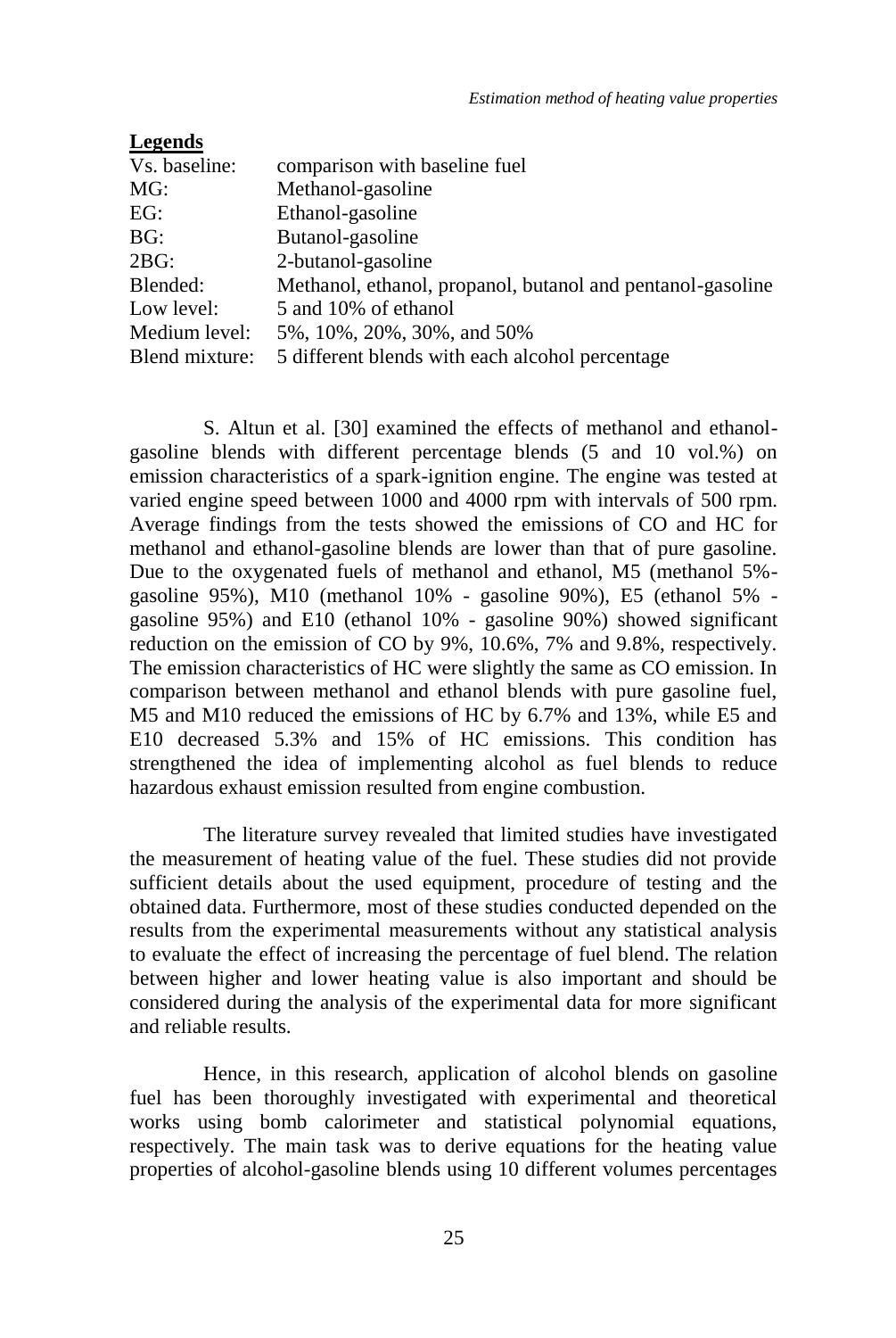**Legends**

| | |
|---|---|
| Vs. baseline: | comparison with baseline fuel |
| MG: | Methanol-gasoline |
| EG: | Ethanol-gasoline |
| BG: | Butanol-gasoline |
| 2BG: | 2-butanol-gasoline |
| Blended: | Methanol, ethanol, propanol, butanol and pentanol-gasoline |
| Low level: | 5 and 10% of ethanol |
| Medium level: | 5%, 10%, 20%, 30%, and 50% |
| Blend mixture: | 5 different blends with each alcohol percentage |

S. Altun et al. [30] examined the effects of methanol and ethanol-gasoline blends with different percentage blends (5 and 10 vol.%) on emission characteristics of a spark-ignition engine. The engine was tested at varied engine speed between 1000 and 4000 rpm with intervals of 500 rpm. Average findings from the tests showed the emissions of CO and HC for methanol and ethanol-gasoline blends are lower than that of pure gasoline. Due to the oxygenated fuels of methanol and ethanol, M5 (methanol 5%-gasoline 95%), M10 (methanol 10% - gasoline 90%), E5 (ethanol 5% - gasoline 95%) and E10 (ethanol 10% - gasoline 90%) showed significant reduction on the emission of CO by 9%, 10.6%, 7% and 9.8%, respectively. The emission characteristics of HC were slightly the same as CO emission. In comparison between methanol and ethanol blends with pure gasoline fuel, M5 and M10 reduced the emissions of HC by 6.7% and 13%, while E5 and E10 decreased 5.3% and 15% of HC emissions. This condition has strengthened the idea of implementing alcohol as fuel blends to reduce hazardous exhaust emission resulted from engine combustion.

The literature survey revealed that limited studies have investigated the measurement of heating value of the fuel. These studies did not provide sufficient details about the used equipment, procedure of testing and the obtained data. Furthermore, most of these studies conducted depended on the results from the experimental measurements without any statistical analysis to evaluate the effect of increasing the percentage of fuel blend. The relation between higher and lower heating value is also important and should be considered during the analysis of the experimental data for more significant and reliable results.

Hence, in this research, application of alcohol blends on gasoline fuel has been thoroughly investigated with experimental and theoretical works using bomb calorimeter and statistical polynomial equations, respectively. The main task was to derive equations for the heating value properties of alcohol-gasoline blends using 10 different volumes percentages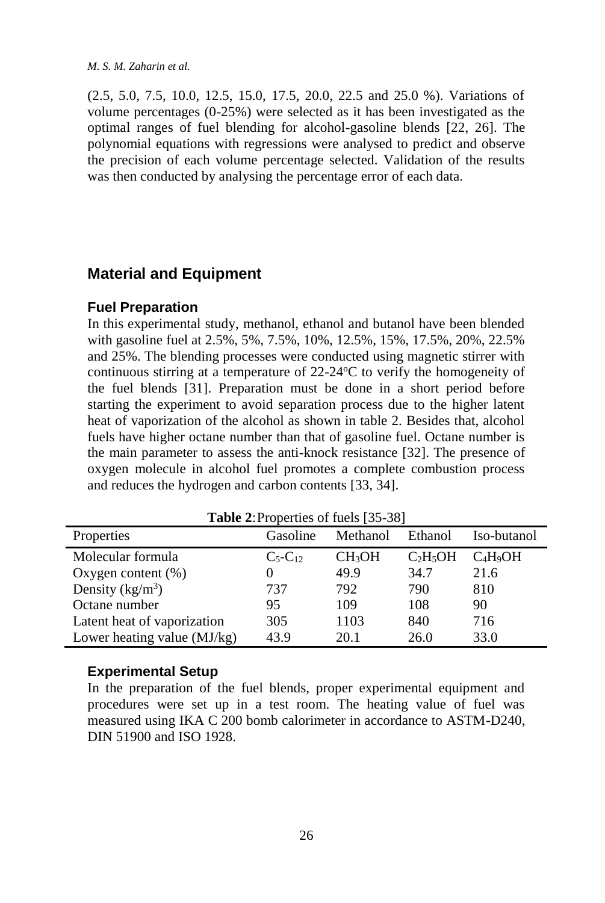(2.5, 5.0, 7.5, 10.0, 12.5, 15.0, 17.5, 20.0, 22.5 and 25.0 %). Variations of volume percentages (0-25%) were selected as it has been investigated as the optimal ranges of fuel blending for alcohol-gasoline blends [22, 26]. The polynomial equations with regressions were analysed to predict and observe the precision of each volume percentage selected. Validation of the results was then conducted by analysing the percentage error of each data.

## Material and Equipment

### Fuel Preparation

In this experimental study, methanol, ethanol and butanol have been blended with gasoline fuel at 2.5%, 5%, 7.5%, 10%, 12.5%, 15%, 17.5%, 20%, 22.5% and 25%. The blending processes were conducted using magnetic stirrer with continuous stirring at a temperature of 22-24ºC to verify the homogeneity of the fuel blends [31]. Preparation must be done in a short period before starting the experiment to avoid separation process due to the higher latent heat of vaporization of the alcohol as shown in table 2. Besides that, alcohol fuels have higher octane number than that of gasoline fuel. Octane number is the main parameter to assess the anti-knock resistance [32]. The presence of oxygen molecule in alcohol fuel promotes a complete combustion process and reduces the hydrogen and carbon contents [33, 34].

**Table 2**: Properties of fuels [35-38]

| Properties | Gasoline | Methanol | Ethanol | Iso-butanol |
|---|---|---|---|---|
| Molecular formula | $C_5$-$C_{12}$ | $CH_3OH$ | $C_2H_5OH$ | $C_4H_9OH$ |
| Oxygen content (%) | 0 | 49.9 | 34.7 | 21.6 |
| Density ($kg/m^3$) | 737 | 792 | 790 | 810 |
| Octane number | 95 | 109 | 108 | 90 |
| Latent heat of vaporization | 305 | 1103 | 840 | 716 |
| Lower heating value (MJ/kg) | 43.9 | 20.1 | 26.0 | 33.0 |

### Experimental Setup

In the preparation of the fuel blends, proper experimental equipment and procedures were set up in a test room. The heating value of fuel was measured using IKA C 200 bomb calorimeter in accordance to ASTM-D240, DIN 51900 and ISO 1928.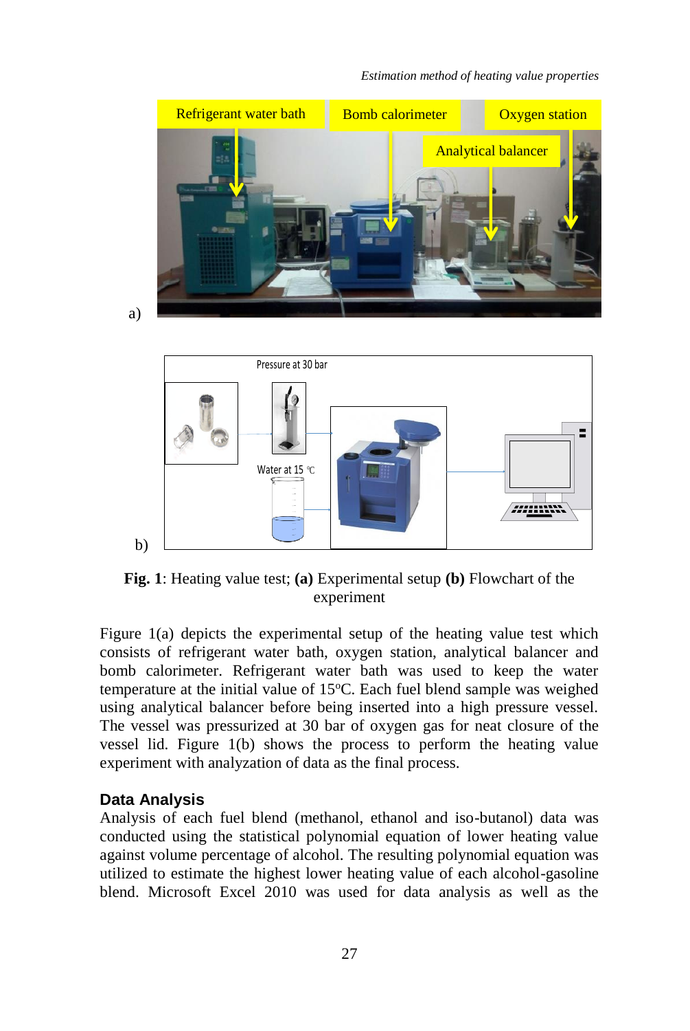**Fig. 1**: Heating value test; **(a)** Experimental setup **(b)** Flowchart of the experiment

Figure 1(a) depicts the experimental setup of the heating value test which consists of refrigerant water bath, oxygen station, analytical balancer and bomb calorimeter. Refrigerant water bath was used to keep the water temperature at the initial value of 15°C. Each fuel blend sample was weighed using analytical balancer before being inserted into a high pressure vessel. The vessel was pressurized at 30 bar of oxygen gas for neat closure of the vessel lid. Figure 1(b) shows the process to perform the heating value experiment with analyzation of data as the final process.

## Data Analysis

Analysis of each fuel blend (methanol, ethanol and iso-butanol) data was conducted using the statistical polynomial equation of lower heating value against volume percentage of alcohol. The resulting polynomial equation was utilized to estimate the highest lower heating value of each alcohol-gasoline blend. Microsoft Excel 2010 was used for data analysis as well as the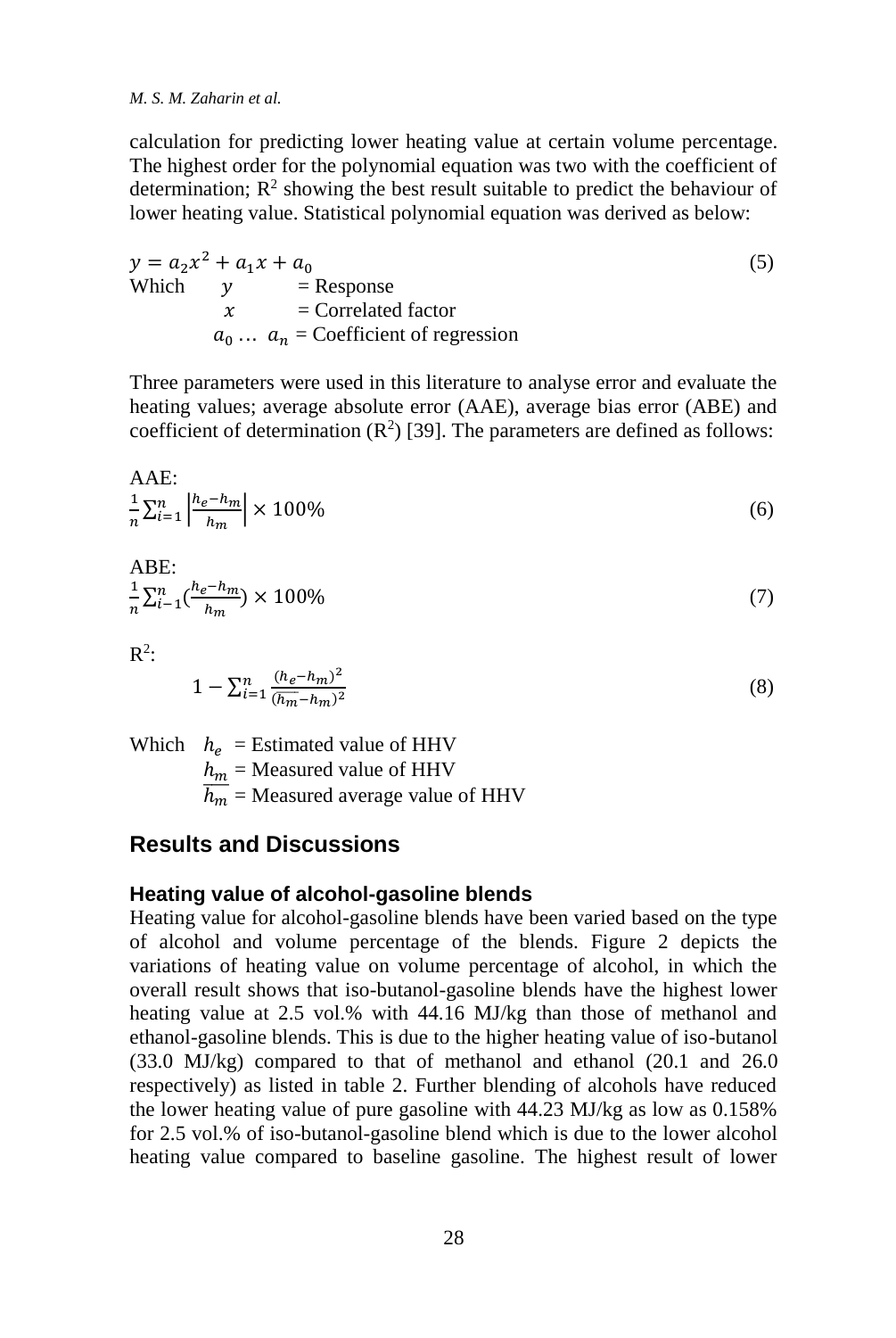calculation for predicting lower heating value at certain volume percentage. The highest order for the polynomial equation was two with the coefficient of determination; $R^2$ showing the best result suitable to predict the behaviour of lower heating value. Statistical polynomial equation was derived as below:

$$y = a_2x^2 + a_1x + a_0 \tag{5}$$

Which $y$ = Response
$x$ = Correlated factor
$a_0 \ldots a_n$ = Coefficient of regression

Three parameters were used in this literature to analyse error and evaluate the heating values; average absolute error (AAE), average bias error (ABE) and coefficient of determination ($R^2$) [39]. The parameters are defined as follows:

AAE:

$$\frac{1}{n}\sum_{i=1}^{n}\left|\frac{h_e - h_m}{h_m}\right| \times 100\% \tag{6}$$

ABE:

$$\frac{1}{n}\sum_{i-1}^{n}\left(\frac{h_e - h_m}{h_m}\right) \times 100\% \tag{7}$$

$R^2$:

$$1 - \sum_{i=1}^{n}\frac{(h_e - h_m)^2}{(\overline{h_m} - h_m)^2} \tag{8}$$

Which $h_e$ = Estimated value of HHV
$h_m$ = Measured value of HHV
$\overline{h_m}$ = Measured average value of HHV

## Results and Discussions

### Heating value of alcohol-gasoline blends

Heating value for alcohol-gasoline blends have been varied based on the type of alcohol and volume percentage of the blends. Figure 2 depicts the variations of heating value on volume percentage of alcohol, in which the overall result shows that iso-butanol-gasoline blends have the highest lower heating value at 2.5 vol.% with 44.16 MJ/kg than those of methanol and ethanol-gasoline blends. This is due to the higher heating value of iso-butanol (33.0 MJ/kg) compared to that of methanol and ethanol (20.1 and 26.0 respectively) as listed in table 2. Further blending of alcohols have reduced the lower heating value of pure gasoline with 44.23 MJ/kg as low as 0.158% for 2.5 vol.% of iso-butanol-gasoline blend which is due to the lower alcohol heating value compared to baseline gasoline. The highest result of lower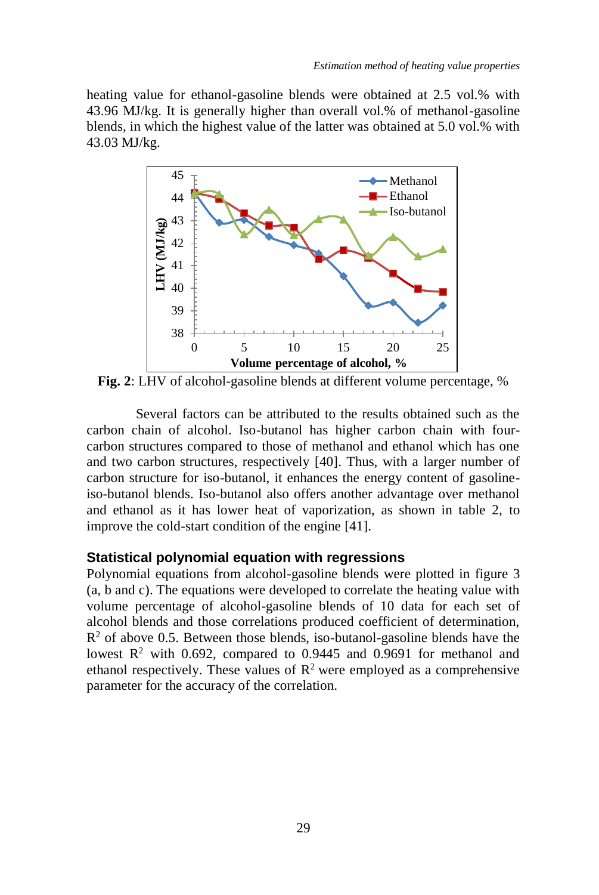heating value for ethanol-gasoline blends were obtained at 2.5 vol.% with 43.96 MJ/kg. It is generally higher than overall vol.% of methanol-gasoline blends, in which the highest value of the latter was obtained at 5.0 vol.% with 43.03 MJ/kg.

**Fig. 2**: LHV of alcohol-gasoline blends at different volume percentage, %

Several factors can be attributed to the results obtained such as the carbon chain of alcohol. Iso-butanol has higher carbon chain with four-carbon structures compared to those of methanol and ethanol which has one and two carbon structures, respectively [40]. Thus, with a larger number of carbon structure for iso-butanol, it enhances the energy content of gasoline-iso-butanol blends. Iso-butanol also offers another advantage over methanol and ethanol as it has lower heat of vaporization, as shown in table 2, to improve the cold-start condition of the engine [41].

### Statistical polynomial equation with regressions

Polynomial equations from alcohol-gasoline blends were plotted in figure 3 (a, b and c). The equations were developed to correlate the heating value with volume percentage of alcohol-gasoline blends of 10 data for each set of alcohol blends and those correlations produced coefficient of determination, $R^2$ of above 0.5. Between those blends, iso-butanol-gasoline blends have the lowest $R^2$ with 0.692, compared to 0.9445 and 0.9691 for methanol and ethanol respectively. These values of $R^2$ were employed as a comprehensive parameter for the accuracy of the correlation.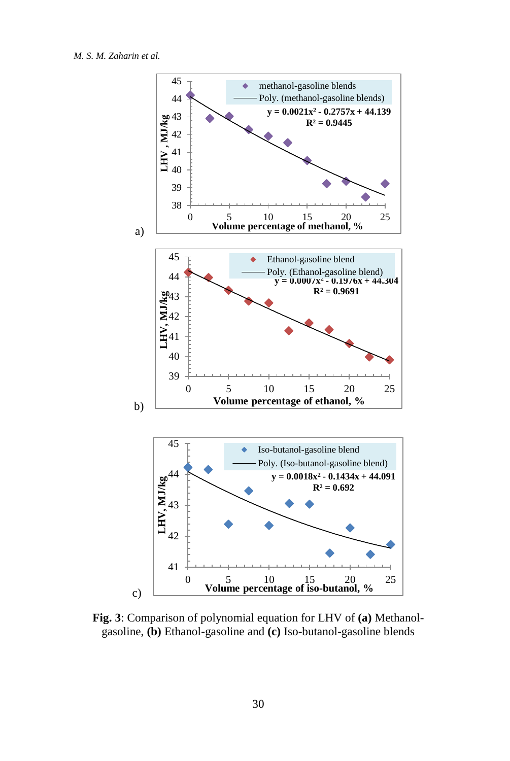**Fig. 3**: Comparison of polynomial equation for LHV of **(a)** Methanol-gasoline, **(b)** Ethanol-gasoline and **(c)** Iso-butanol-gasoline blends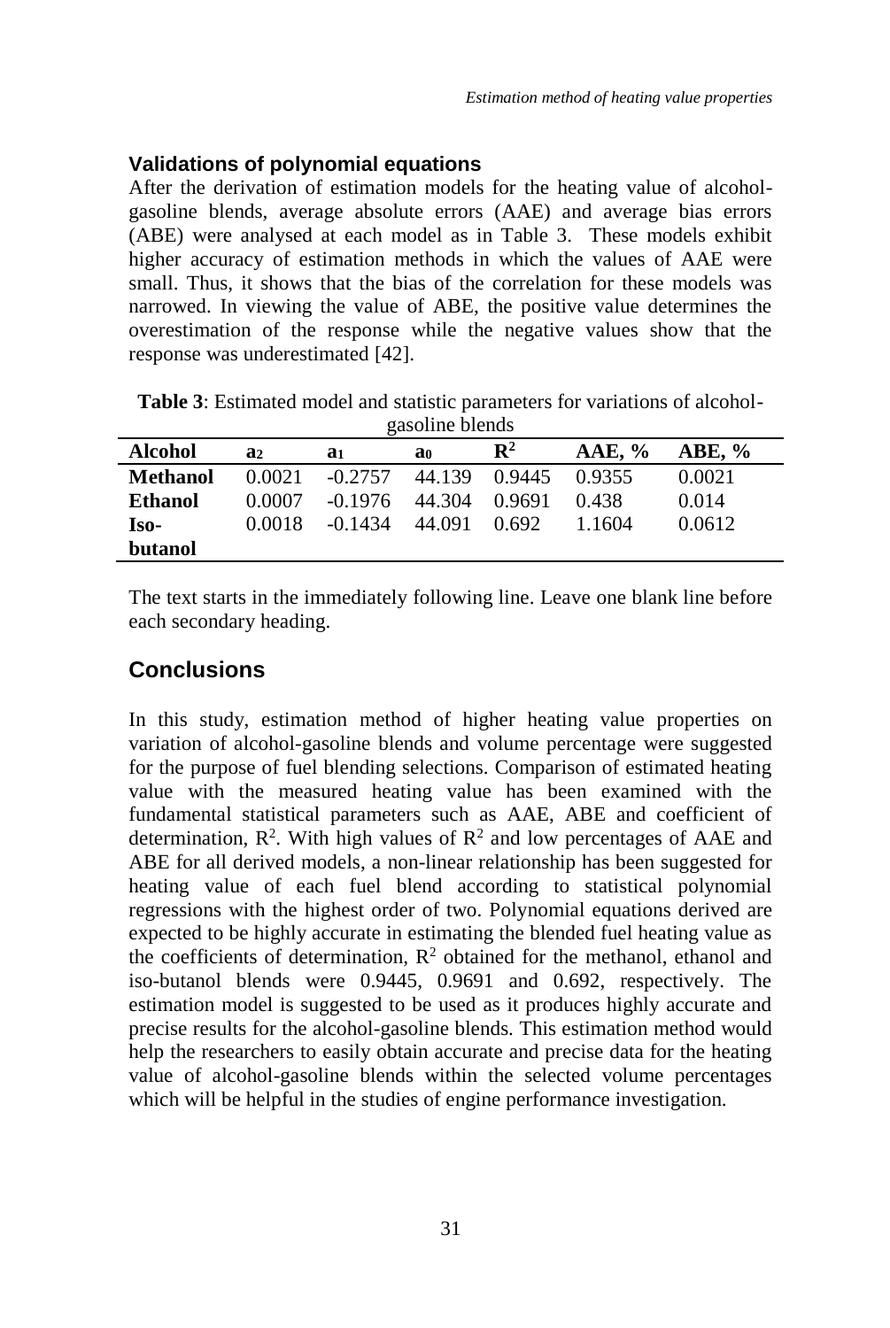### Validations of polynomial equations

After the derivation of estimation models for the heating value of alcohol-gasoline blends, average absolute errors (AAE) and average bias errors (ABE) were analysed at each model as in Table 3. These models exhibit higher accuracy of estimation methods in which the values of AAE were small. Thus, it shows that the bias of the correlation for these models was narrowed. In viewing the value of ABE, the positive value determines the overestimation of the response while the negative values show that the response was underestimated [42].

**Table 3**: Estimated model and statistic parameters for variations of alcohol-gasoline blends

| Alcohol | $a_2$ | $a_1$ | $a_0$ | $R^2$ | AAE, % | ABE, % |
|---|---|---|---|---|---|---|
| **Methanol** | 0.0021 | -0.2757 | 44.139 | 0.9445 | 0.9355 | 0.0021 |
| **Ethanol** | 0.0007 | -0.1976 | 44.304 | 0.9691 | 0.438 | 0.014 |
| **Iso-butanol** | 0.0018 | -0.1434 | 44.091 | 0.692 | 1.1604 | 0.0612 |

The text starts in the immediately following line. Leave one blank line before each secondary heading.

## Conclusions

In this study, estimation method of higher heating value properties on variation of alcohol-gasoline blends and volume percentage were suggested for the purpose of fuel blending selections. Comparison of estimated heating value with the measured heating value has been examined with the fundamental statistical parameters such as AAE, ABE and coefficient of determination, $R^2$. With high values of $R^2$ and low percentages of AAE and ABE for all derived models, a non-linear relationship has been suggested for heating value of each fuel blend according to statistical polynomial regressions with the highest order of two. Polynomial equations derived are expected to be highly accurate in estimating the blended fuel heating value as the coefficients of determination, $R^2$ obtained for the methanol, ethanol and iso-butanol blends were 0.9445, 0.9691 and 0.692, respectively. The estimation model is suggested to be used as it produces highly accurate and precise results for the alcohol-gasoline blends. This estimation method would help the researchers to easily obtain accurate and precise data for the heating value of alcohol-gasoline blends within the selected volume percentages which will be helpful in the studies of engine performance investigation.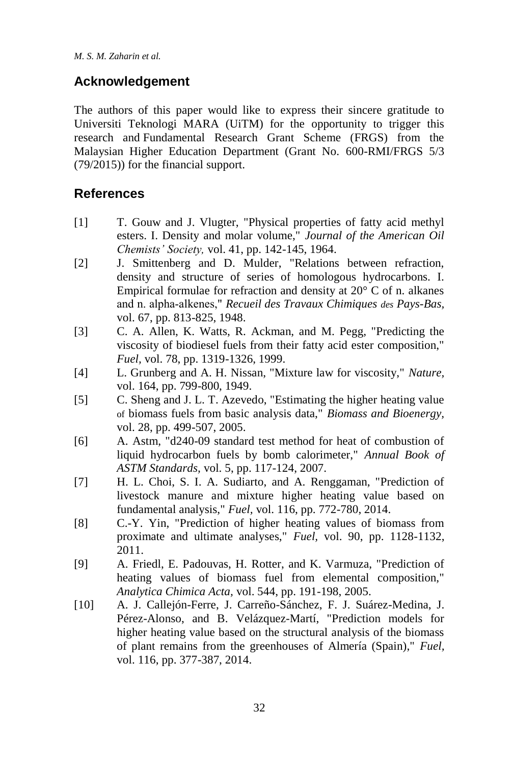## Acknowledgement

The authors of this paper would like to express their sincere gratitude to Universiti Teknologi MARA (UiTM) for the opportunity to trigger this research and Fundamental Research Grant Scheme (FRGS) from the Malaysian Higher Education Department (Grant No. 600-RMI/FRGS 5/3 (79/2015)) for the financial support.

## References

[1] T. Gouw and J. Vlugter, "Physical properties of fatty acid methyl esters. I. Density and molar volume," *Journal of the American Oil Chemists' Society,* vol. 41, pp. 142-145, 1964.

[2] J. Smittenberg and D. Mulder, "Relations between refraction, density and structure of series of homologous hydrocarbons. I. Empirical formulae for refraction and density at 20° C of n. alkanes and n. alpha-alkenes," *Recueil des Travaux Chimiques des Pays-Bas,* vol. 67, pp. 813-825, 1948.

[3] C. A. Allen, K. Watts, R. Ackman, and M. Pegg, "Predicting the viscosity of biodiesel fuels from their fatty acid ester composition," *Fuel,* vol. 78, pp. 1319-1326, 1999.

[4] L. Grunberg and A. H. Nissan, "Mixture law for viscosity," *Nature*, vol. 164, pp. 799-800, 1949.

[5] C. Sheng and J. L. T. Azevedo, "Estimating the higher heating value of biomass fuels from basic analysis data," *Biomass and Bioenergy,* vol. 28, pp. 499-507, 2005.

[6] A. Astm, "d240-09 standard test method for heat of combustion of liquid hydrocarbon fuels by bomb calorimeter," *Annual Book of ASTM Standards,* vol. 5, pp. 117-124, 2007.

[7] H. L. Choi, S. I. A. Sudiarto, and A. Renggaman, "Prediction of livestock manure and mixture higher heating value based on fundamental analysis," *Fuel*, vol. 116, pp. 772-780, 2014.

[8] C.-Y. Yin, "Prediction of higher heating values of biomass from proximate and ultimate analyses," *Fuel,* vol. 90, pp. 1128-1132, 2011.

[9] A. Friedl, E. Padouvas, H. Rotter, and K. Varmuza, "Prediction of heating values of biomass fuel from elemental composition," *Analytica Chimica Acta,* vol. 544, pp. 191-198, 2005.

[10] A. J. Callejón-Ferre, J. Carreño-Sánchez, F. J. Suárez-Medina, J. Pérez-Alonso, and B. Velázquez-Martí, "Prediction models for higher heating value based on the structural analysis of the biomass of plant remains from the greenhouses of Almería (Spain)," *Fuel,* vol. 116, pp. 377-387, 2014.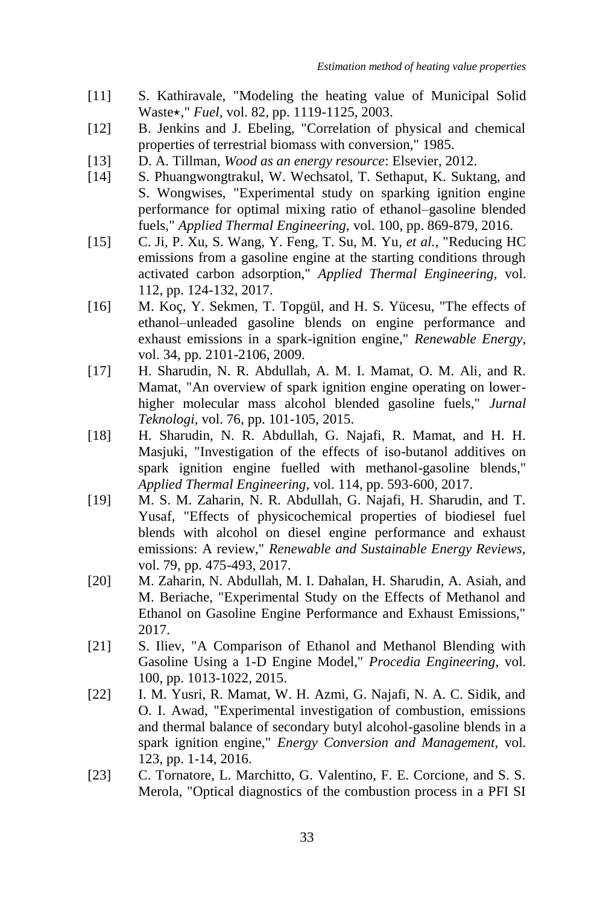[11] S. Kathiravale, "Modeling the heating value of Municipal Solid Waste⋆," *Fuel,* vol. 82, pp. 1119-1125, 2003.

[12] B. Jenkins and J. Ebeling, "Correlation of physical and chemical properties of terrestrial biomass with conversion," 1985.

[13] D. A. Tillman, *Wood as an energy resource*: Elsevier, 2012.

[14] S. Phuangwongtrakul, W. Wechsatol, T. Sethaput, K. Suktang, and S. Wongwises, "Experimental study on sparking ignition engine performance for optimal mixing ratio of ethanol–gasoline blended fuels," *Applied Thermal Engineering,* vol. 100, pp. 869-879, 2016.

[15] C. Ji, P. Xu, S. Wang, Y. Feng, T. Su, M. Yu, *et al.*, "Reducing HC emissions from a gasoline engine at the starting conditions through activated carbon adsorption," *Applied Thermal Engineering,* vol. 112, pp. 124-132, 2017.

[16] M. Koç, Y. Sekmen, T. Topgül, and H. S. Yücesu, "The effects of ethanol–unleaded gasoline blends on engine performance and exhaust emissions in a spark-ignition engine," *Renewable Energy,* vol. 34, pp. 2101-2106, 2009.

[17] H. Sharudin, N. R. Abdullah, A. M. I. Mamat, O. M. Ali, and R. Mamat, "An overview of spark ignition engine operating on lower-higher molecular mass alcohol blended gasoline fuels," *Jurnal Teknologi,* vol. 76, pp. 101-105, 2015.

[18] H. Sharudin, N. R. Abdullah, G. Najafi, R. Mamat, and H. H. Masjuki, "Investigation of the effects of iso-butanol additives on spark ignition engine fuelled with methanol-gasoline blends," *Applied Thermal Engineering,* vol. 114, pp. 593-600, 2017.

[19] M. S. M. Zaharin, N. R. Abdullah, G. Najafi, H. Sharudin, and T. Yusaf, "Effects of physicochemical properties of biodiesel fuel blends with alcohol on diesel engine performance and exhaust emissions: A review," *Renewable and Sustainable Energy Reviews,* vol. 79, pp. 475-493, 2017.

[20] M. Zaharin, N. Abdullah, M. I. Dahalan, H. Sharudin, A. Asiah, and M. Beriache, "Experimental Study on the Effects of Methanol and Ethanol on Gasoline Engine Performance and Exhaust Emissions," 2017.

[21] S. Iliev, "A Comparison of Ethanol and Methanol Blending with Gasoline Using a 1-D Engine Model," *Procedia Engineering,* vol. 100, pp. 1013-1022, 2015.

[22] I. M. Yusri, R. Mamat, W. H. Azmi, G. Najafi, N. A. C. Sidik, and O. I. Awad, "Experimental investigation of combustion, emissions and thermal balance of secondary butyl alcohol-gasoline blends in a spark ignition engine," *Energy Conversion and Management,* vol. 123, pp. 1-14, 2016.

[23] C. Tornatore, L. Marchitto, G. Valentino, F. E. Corcione, and S. S. Merola, "Optical diagnostics of the combustion process in a PFI SI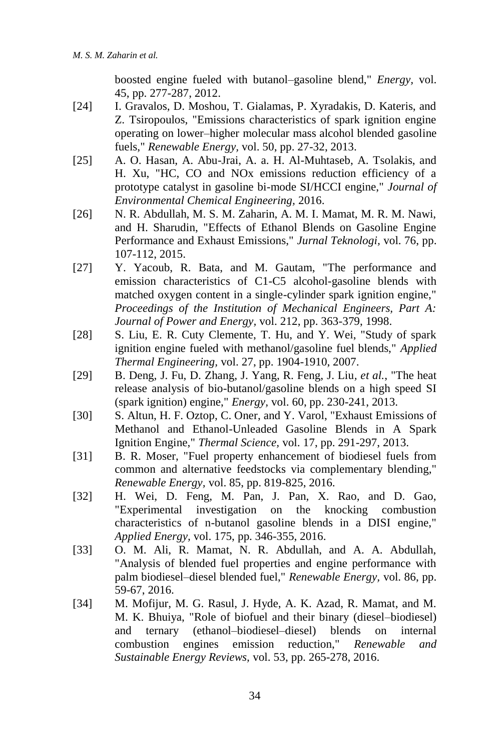boosted engine fueled with butanol–gasoline blend," *Energy,* vol. 45, pp. 277-287, 2012.

[24] I. Gravalos, D. Moshou, T. Gialamas, P. Xyradakis, D. Kateris, and Z. Tsiropoulos, "Emissions characteristics of spark ignition engine operating on lower–higher molecular mass alcohol blended gasoline fuels," *Renewable Energy,* vol. 50, pp. 27-32, 2013.

[25] A. O. Hasan, A. Abu-Jrai, A. a. H. Al-Muhtaseb, A. Tsolakis, and H. Xu, "HC, CO and NOx emissions reduction efficiency of a prototype catalyst in gasoline bi-mode SI/HCCI engine," *Journal of Environmental Chemical Engineering,* 2016.

[26] N. R. Abdullah, M. S. M. Zaharin, A. M. I. Mamat, M. R. M. Nawi, and H. Sharudin, "Effects of Ethanol Blends on Gasoline Engine Performance and Exhaust Emissions," *Jurnal Teknologi,* vol. 76, pp. 107-112, 2015.

[27] Y. Yacoub, R. Bata, and M. Gautam, "The performance and emission characteristics of C1-C5 alcohol-gasoline blends with matched oxygen content in a single-cylinder spark ignition engine," *Proceedings of the Institution of Mechanical Engineers, Part A: Journal of Power and Energy,* vol. 212, pp. 363-379, 1998.

[28] S. Liu, E. R. Cuty Clemente, T. Hu, and Y. Wei, "Study of spark ignition engine fueled with methanol/gasoline fuel blends," *Applied Thermal Engineering,* vol. 27, pp. 1904-1910, 2007.

[29] B. Deng, J. Fu, D. Zhang, J. Yang, R. Feng, J. Liu*, et al.*, "The heat release analysis of bio-butanol/gasoline blends on a high speed SI (spark ignition) engine," *Energy,* vol. 60, pp. 230-241, 2013.

[30] S. Altun, H. F. Oztop, C. Oner, and Y. Varol, "Exhaust Emissions of Methanol and Ethanol-Unleaded Gasoline Blends in A Spark Ignition Engine," *Thermal Science,* vol. 17, pp. 291-297, 2013.

[31] B. R. Moser, "Fuel property enhancement of biodiesel fuels from common and alternative feedstocks via complementary blending," *Renewable Energy,* vol. 85, pp. 819-825, 2016.

[32] H. Wei, D. Feng, M. Pan, J. Pan, X. Rao, and D. Gao, "Experimental investigation on the knocking combustion characteristics of n-butanol gasoline blends in a DISI engine," *Applied Energy,* vol. 175, pp. 346-355, 2016.

[33] O. M. Ali, R. Mamat, N. R. Abdullah, and A. A. Abdullah, "Analysis of blended fuel properties and engine performance with palm biodiesel–diesel blended fuel," *Renewable Energy,* vol. 86, pp. 59-67, 2016.

[34] M. Mofijur, M. G. Rasul, J. Hyde, A. K. Azad, R. Mamat, and M. M. K. Bhuiya, "Role of biofuel and their binary (diesel–biodiesel) and ternary (ethanol–biodiesel–diesel) blends on internal combustion engines emission reduction," *Renewable and Sustainable Energy Reviews,* vol. 53, pp. 265-278, 2016.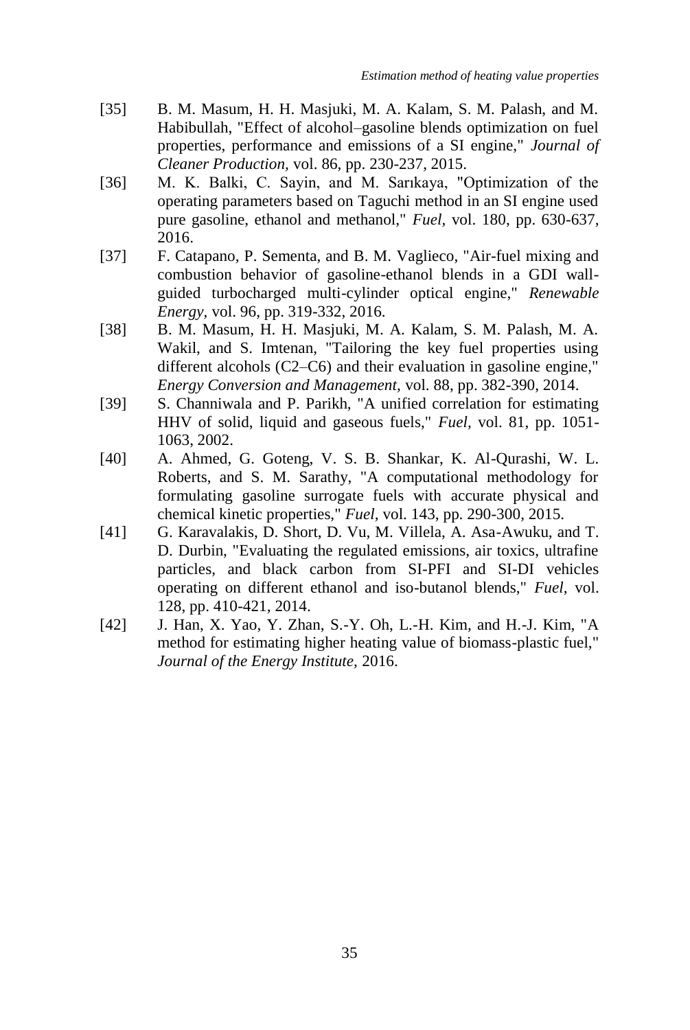[35] B. M. Masum, H. H. Masjuki, M. A. Kalam, S. M. Palash, and M. Habibullah, "Effect of alcohol–gasoline blends optimization on fuel properties, performance and emissions of a SI engine," *Journal of Cleaner Production*, vol. 86, pp. 230-237, 2015.

[36] M. K. Balki, C. Sayin, and M. Sarıkaya, "Optimization of the operating parameters based on Taguchi method in an SI engine used pure gasoline, ethanol and methanol," *Fuel*, vol. 180, pp. 630-637, 2016.

[37] F. Catapano, P. Sementa, and B. M. Vaglieco, "Air-fuel mixing and combustion behavior of gasoline-ethanol blends in a GDI wall-guided turbocharged multi-cylinder optical engine," *Renewable Energy*, vol. 96, pp. 319-332, 2016.

[38] B. M. Masum, H. H. Masjuki, M. A. Kalam, S. M. Palash, M. A. Wakil, and S. Imtenan, "Tailoring the key fuel properties using different alcohols (C2–C6) and their evaluation in gasoline engine," *Energy Conversion and Management*, vol. 88, pp. 382-390, 2014.

[39] S. Channiwala and P. Parikh, "A unified correlation for estimating HHV of solid, liquid and gaseous fuels," *Fuel*, vol. 81, pp. 1051-1063, 2002.

[40] A. Ahmed, G. Goteng, V. S. B. Shankar, K. Al-Qurashi, W. L. Roberts, and S. M. Sarathy, "A computational methodology for formulating gasoline surrogate fuels with accurate physical and chemical kinetic properties," *Fuel*, vol. 143, pp. 290-300, 2015.

[41] G. Karavalakis, D. Short, D. Vu, M. Villela, A. Asa-Awuku, and T. D. Durbin, "Evaluating the regulated emissions, air toxics, ultrafine particles, and black carbon from SI-PFI and SI-DI vehicles operating on different ethanol and iso-butanol blends," *Fuel*, vol. 128, pp. 410-421, 2014.

[42] J. Han, X. Yao, Y. Zhan, S.-Y. Oh, L.-H. Kim, and H.-J. Kim, "A method for estimating higher heating value of biomass-plastic fuel," *Journal of the Energy Institute*, 2016.